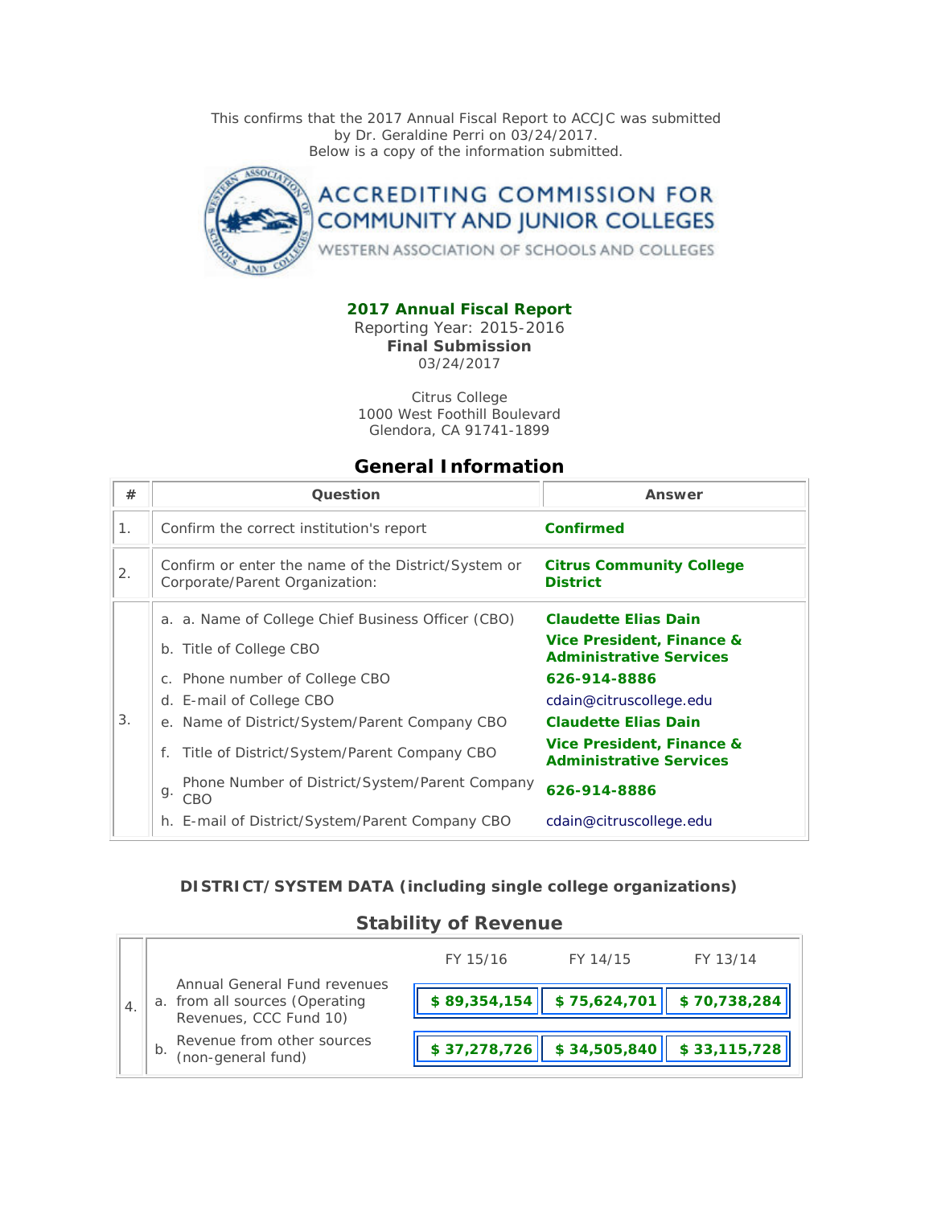This confirms that the 2017 Annual Fiscal Report to ACCJC was submitted by Dr. Geraldine Perri on 03/24/2017.
Below is a copy of the information submitted.

ACCREDITING COMMISSION FOR COMMUNITY AND JUNIOR COLLEGES

WESTERN ASSOCIATION OF SCHOOLS AND COLLEGES

**2017 Annual Fiscal Report**

Reporting Year: 2015-2016

**Final Submission**

03/24/2017

Citrus College
1000 West Foothill Boulevard
Glendora, CA 91741-1899

## General Information

| # | Question | Answer |
|---|---|---|
| 1. | Confirm the correct institution's report | **Confirmed** |
| 2. | Confirm or enter the name of the District/System or Corporate/Parent Organization: | **Citrus Community College District** |
| 3. | a. a. Name of College Chief Business Officer (CBO) | **Claudette Elias Dain** |
| | b. Title of College CBO | **Vice President, Finance & Administrative Services** |
| | c. Phone number of College CBO | **626-914-8886** |
| | d. E-mail of College CBO | cdain@citruscollege.edu |
| | e. Name of District/System/Parent Company CBO | **Claudette Elias Dain** |
| | f. Title of District/System/Parent Company CBO | **Vice President, Finance & Administrative Services** |
| | g. Phone Number of District/System/Parent Company CBO | **626-914-8886** |
| | h. E-mail of District/System/Parent Company CBO | cdain@citruscollege.edu |

**DISTRICT/SYSTEM DATA (including single college organizations)**

## Stability of Revenue

| # | | FY 15/16 | FY 14/15 | FY 13/14 |
|---|---|---|---|---|
| 4. | a. Annual General Fund revenues from all sources (Operating Revenues, CCC Fund 10) | **$ 89,354,154** | **$ 75,624,701** | **$ 70,738,284** |
| | b. Revenue from other sources (non-general fund) | **$ 37,278,726** | **$ 34,505,840** | **$ 33,115,728** |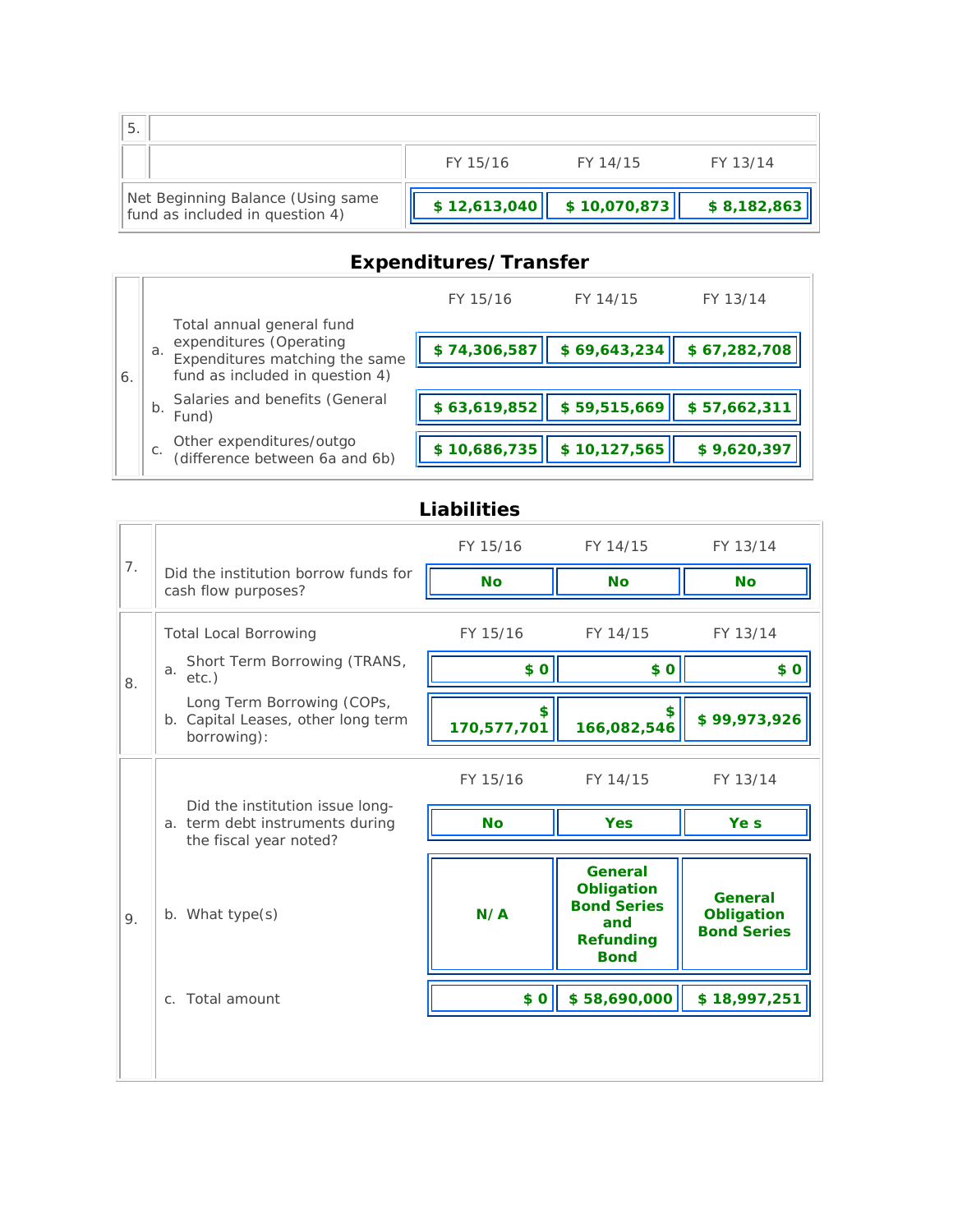| 5. | | FY 15/16 | FY 14/15 | FY 13/14 |
|---|---|---|---|---|
| | Net Beginning Balance (Using same fund as included in question 4) | **$ 12,613,040** | **$ 10,070,873** | **$ 8,182,863** |

## Expenditures/Transfer

| | | | FY 15/16 | FY 14/15 | FY 13/14 |
|---|---|---|---|---|---|
| 6. | a. | Total annual general fund expenditures (Operating Expenditures matching the same fund as included in question 4) | **$ 74,306,587** | **$ 69,643,234** | **$ 67,282,708** |
| | b. | Salaries and benefits (General Fund) | **$ 63,619,852** | **$ 59,515,669** | **$ 57,662,311** |
| | c. | Other expenditures/outgo (difference between 6a and 6b) | **$ 10,686,735** | **$ 10,127,565** | **$ 9,620,397** |

## Liabilities

| | | FY 15/16 | FY 14/15 | FY 13/14 |
|---|---|---|---|---|
| 7. | Did the institution borrow funds for cash flow purposes? | **No** | **No** | **No** |
| 8. | Total Local Borrowing | FY 15/16 | FY 14/15 | FY 13/14 |
| | a. Short Term Borrowing (TRANS, etc.) | **$ 0** | **$ 0** | **$ 0** |
| | b. Long Term Borrowing (COPs, Capital Leases, other long term borrowing): | **$ 170,577,701** | **$ 166,082,546** | **$ 99,973,926** |
| 9. | | FY 15/16 | FY 14/15 | FY 13/14 |
| | a. Did the institution issue long-term debt instruments during the fiscal year noted? | **No** | **Yes** | **Ye s** |
| | b. What type(s) | **N/A** | **General Obligation Bond Series and Refunding Bond** | **General Obligation Bond Series** |
| | c. Total amount | **$ 0** | **$ 58,690,000** | **$ 18,997,251** |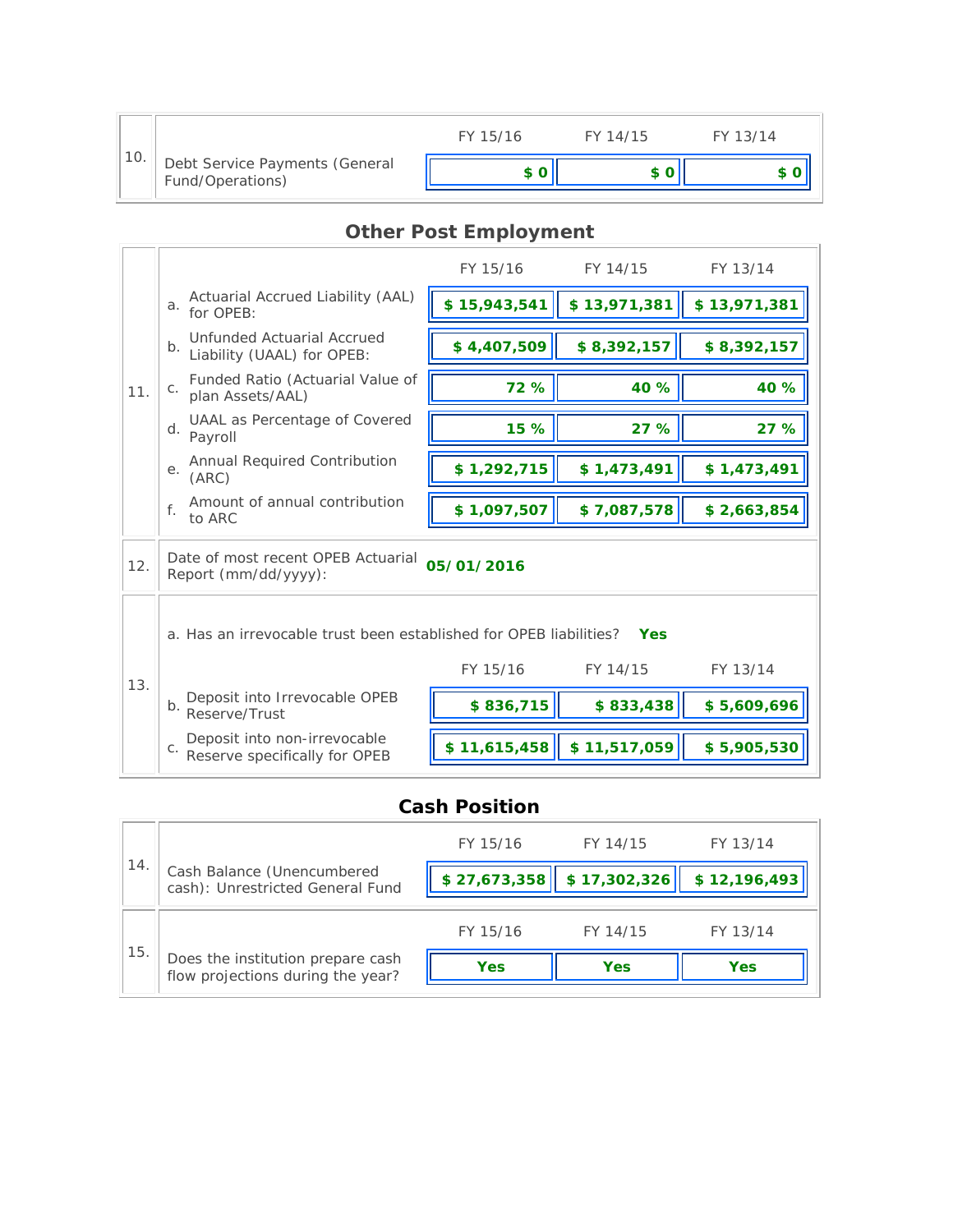| | | FY 15/16 | FY 14/15 | FY 13/14 |
|---|---|---|---|---|
| 10. | Debt Service Payments (General Fund/Operations) | $ 0 | $ 0 | $ 0 |

## Other Post Employment

| | | FY 15/16 | FY 14/15 | FY 13/14 |
|---|---|---|---|---|
| 11. | a. Actuarial Accrued Liability (AAL) for OPEB: | $ 15,943,541 | $ 13,971,381 | $ 13,971,381 |
| | b. Unfunded Actuarial Accrued Liability (UAAL) for OPEB: | $ 4,407,509 | $ 8,392,157 | $ 8,392,157 |
| | c. Funded Ratio (Actuarial Value of plan Assets/AAL) | 72 % | 40 % | 40 % |
| | d. UAAL as Percentage of Covered Payroll | 15 % | 27 % | 27 % |
| | e. Annual Required Contribution (ARC) | $ 1,292,715 | $ 1,473,491 | $ 1,473,491 |
| | f. Amount of annual contribution to ARC | $ 1,097,507 | $ 7,087,578 | $ 2,663,854 |
| 12. | Date of most recent OPEB Actuarial Report (mm/dd/yyyy): | 05/01/2016 | | |

13\. a. Has an irrevocable trust been established for OPEB liabilities? **Yes**

| | | FY 15/16 | FY 14/15 | FY 13/14 |
|---|---|---|---|---|
| 13. | b. Deposit into Irrevocable OPEB Reserve/Trust | $ 836,715 | $ 833,438 | $ 5,609,696 |
| | c. Deposit into non-irrevocable Reserve specifically for OPEB | $ 11,615,458 | $ 11,517,059 | $ 5,905,530 |

## Cash Position

| | | FY 15/16 | FY 14/15 | FY 13/14 |
|---|---|---|---|---|
| 14. | Cash Balance (Unencumbered cash): Unrestricted General Fund | $ 27,673,358 | $ 17,302,326 | $ 12,196,493 |
| 15. | Does the institution prepare cash flow projections during the year? | Yes | Yes | Yes |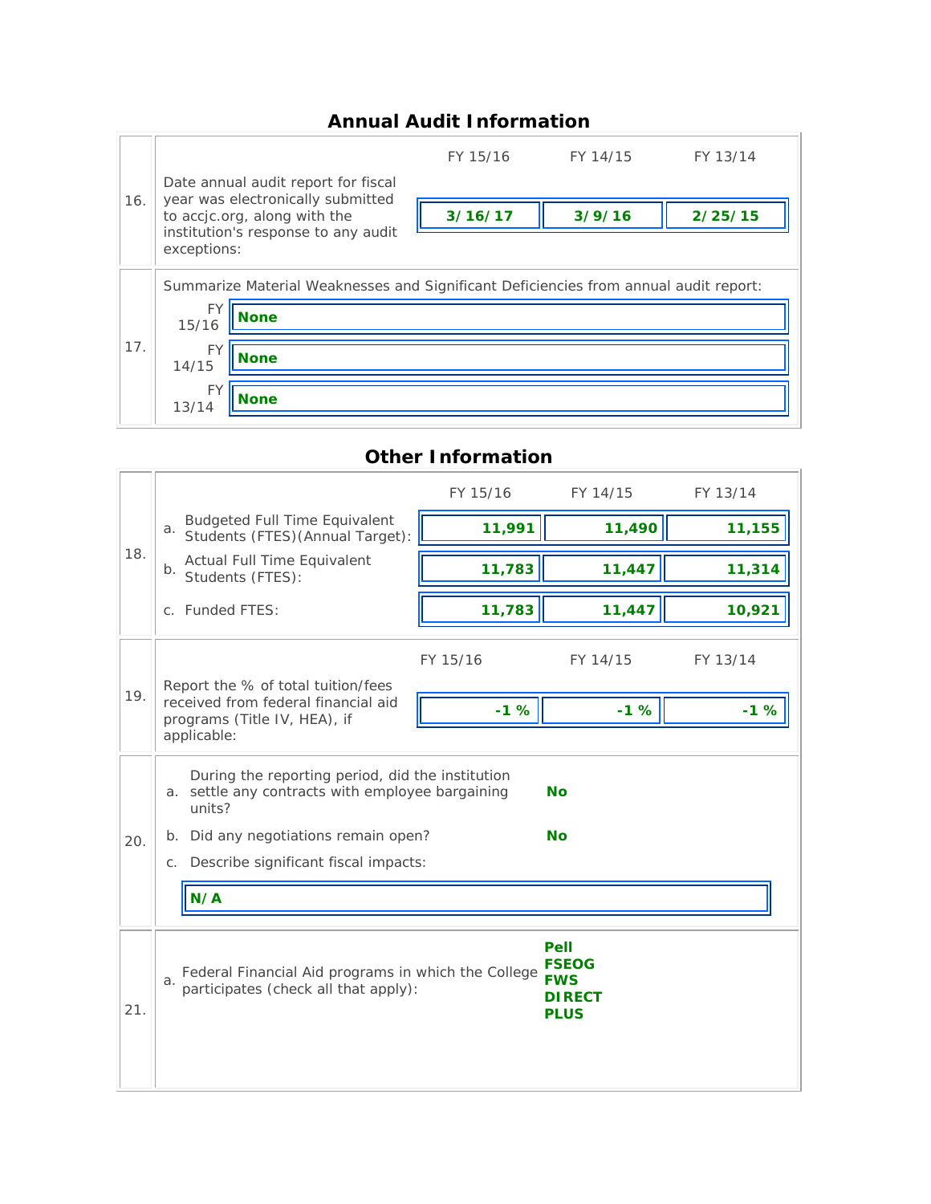## Annual Audit Information

| | | FY 15/16 | FY 14/15 | FY 13/14 |
|---|---|---|---|---|
| 16. | Date annual audit report for fiscal year was electronically submitted to accjc.org, along with the institution's response to any audit exceptions: | **3/16/17** | **3/9/16** | **2/25/15** |

17. Summarize Material Weaknesses and Significant Deficiencies from annual audit report:

| FY | |
|---|---|
| FY 15/16 | **None** |
| FY 14/15 | **None** |
| FY 13/14 | **None** |

## Other Information

| | | FY 15/16 | FY 14/15 | FY 13/14 |
|---|---|---|---|---|
| 18. | a. Budgeted Full Time Equivalent Students (FTES)(Annual Target): | **11,991** | **11,490** | **11,155** |
| | b. Actual Full Time Equivalent Students (FTES): | **11,783** | **11,447** | **11,314** |
| | c. Funded FTES: | **11,783** | **11,447** | **10,921** |
| 19. | Report the % of total tuition/fees received from federal financial aid programs (Title IV, HEA), if applicable: | **-1 %** | **-1 %** | **-1 %** |

20.

a. During the reporting period, did the institution settle any contracts with employee bargaining units? **No**

b. Did any negotiations remain open? **No**

c. Describe significant fiscal impacts:

**N/A**

21.

a. Federal Financial Aid programs in which the College participates (check all that apply):

**Pell**
**FSEOG**
**FWS**
**DIRECT**
**PLUS**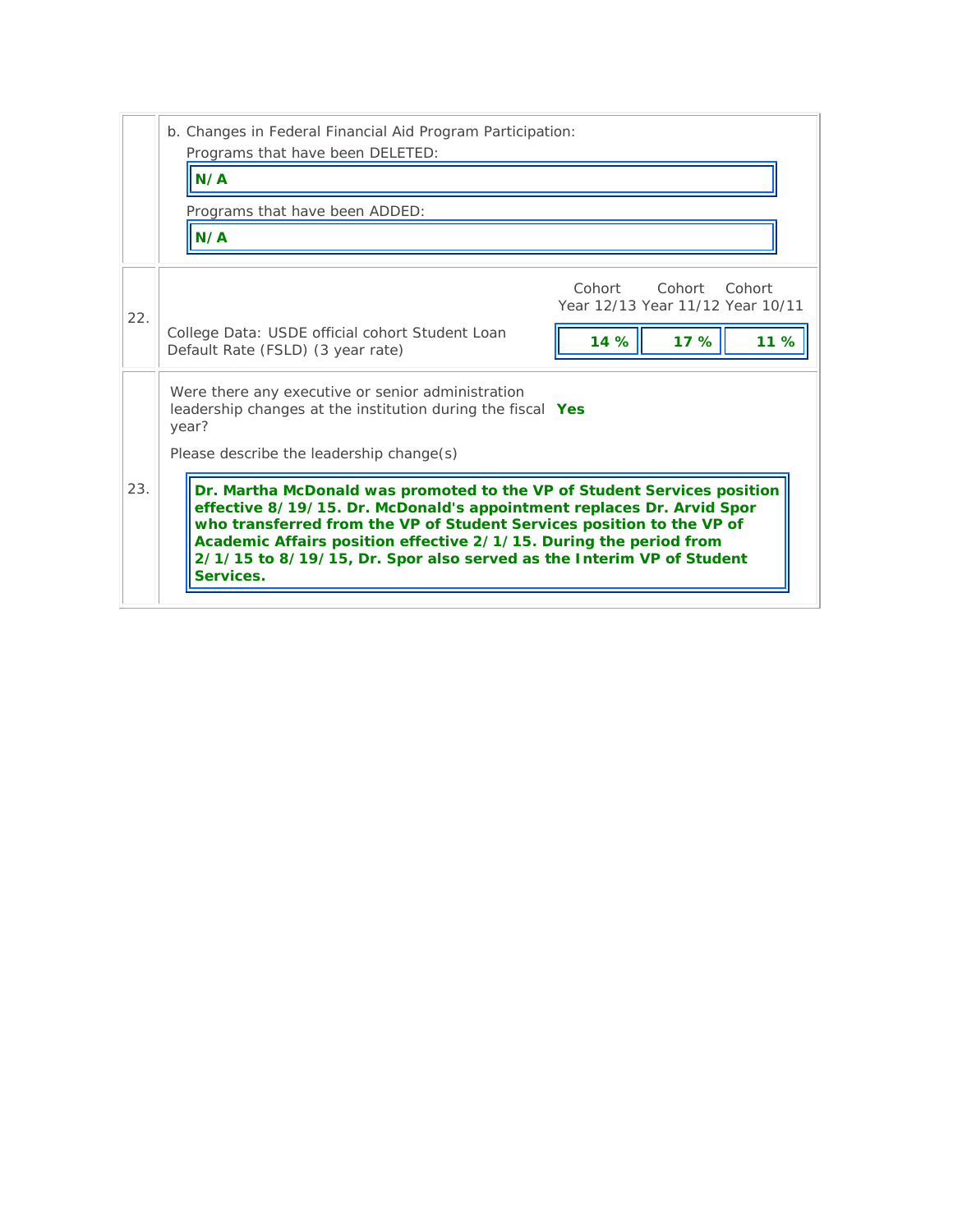| | |
|---|---|
| | b. Changes in Federal Financial Aid Program Participation:<br>Programs that have been DELETED:<br>**N/A**<br>Programs that have been ADDED:<br>**N/A** |
| 22. | College Data: USDE official cohort Student Loan Default Rate (FSLD) (3 year rate)<br>Cohort Year 12/13: **14 %** \| Cohort Year 11/12: **17 %** \| Cohort Year 10/11: **11 %** |
| 23. | Were there any executive or senior administration leadership changes at the institution during the fiscal year? **Yes**<br>Please describe the leadership change(s)<br>**Dr. Martha McDonald was promoted to the VP of Student Services position effective 8/19/15. Dr. McDonald's appointment replaces Dr. Arvid Spor who transferred from the VP of Student Services position to the VP of Academic Affairs position effective 2/1/15. During the period from 2/1/15 to 8/19/15, Dr. Spor also served as the Interim VP of Student Services.** |